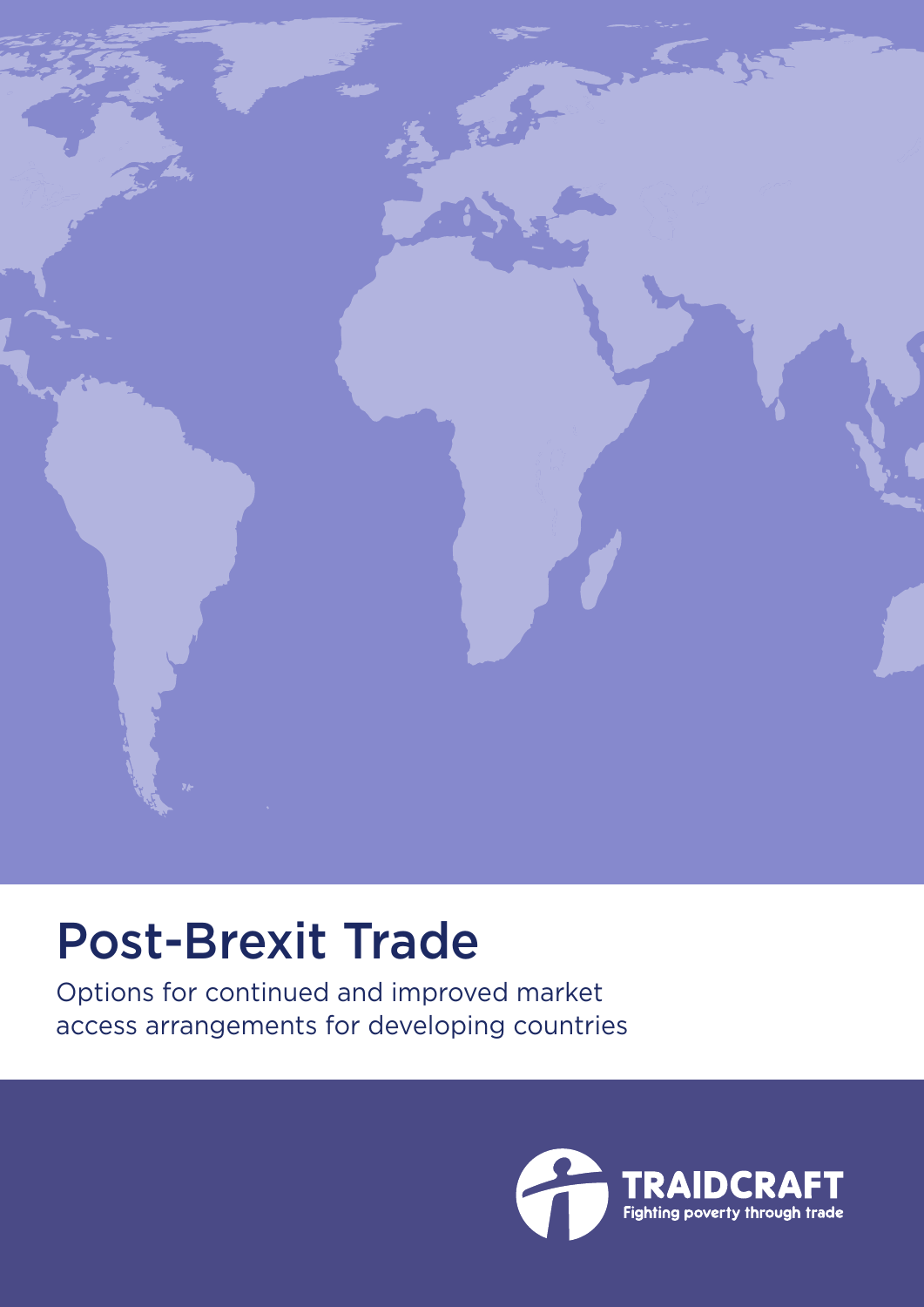# Post-Brexit Trade

Options for continued and improved market access arrangements for developing countries

TRAIDCRAFT
Fighting poverty through trade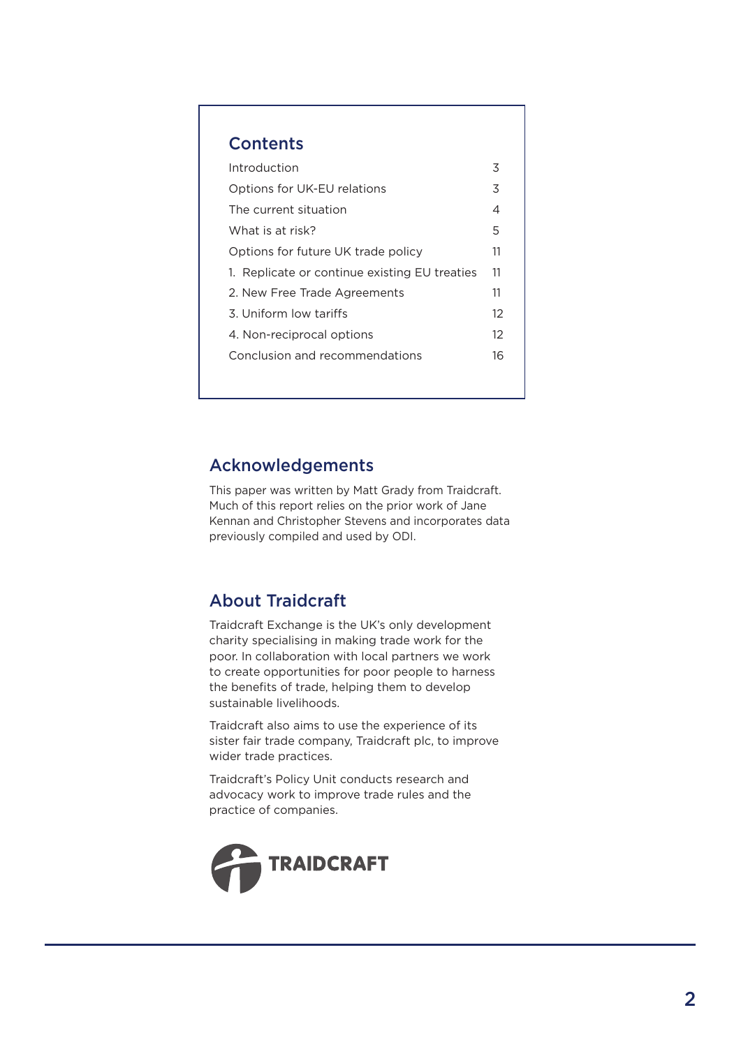## Contents

| | |
|---|---|
| Introduction | 3 |
| Options for UK-EU relations | 3 |
| The current situation | 4 |
| What is at risk? | 5 |
| Options for future UK trade policy | 11 |
| 1. Replicate or continue existing EU treaties | 11 |
| 2. New Free Trade Agreements | 11 |
| 3. Uniform low tariffs | 12 |
| 4. Non-reciprocal options | 12 |
| Conclusion and recommendations | 16 |

## Acknowledgements

This paper was written by Matt Grady from Traidcraft. Much of this report relies on the prior work of Jane Kennan and Christopher Stevens and incorporates data previously compiled and used by ODI.

## About Traidcraft

Traidcraft Exchange is the UK's only development charity specialising in making trade work for the poor. In collaboration with local partners we work to create opportunities for poor people to harness the benefits of trade, helping them to develop sustainable livelihoods.

Traidcraft also aims to use the experience of its sister fair trade company, Traidcraft plc, to improve wider trade practices.

Traidcraft's Policy Unit conducts research and advocacy work to improve trade rules and the practice of companies.

TRAIDCRAFT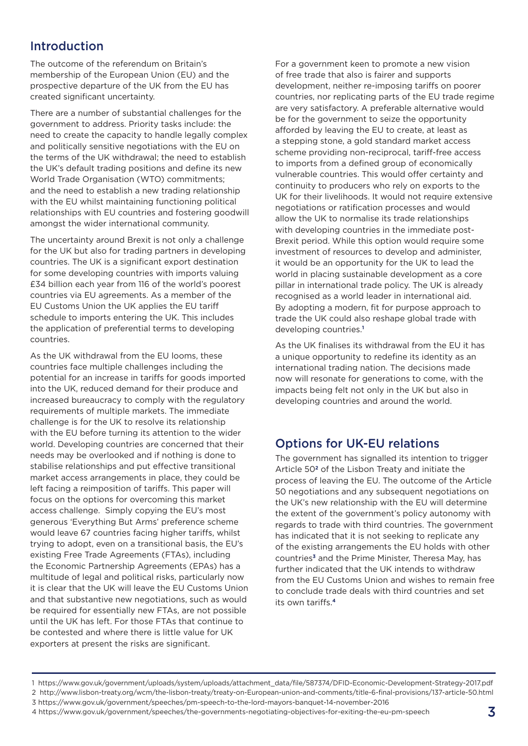## Introduction

The outcome of the referendum on Britain's membership of the European Union (EU) and the prospective departure of the UK from the EU has created significant uncertainty.

There are a number of substantial challenges for the government to address. Priority tasks include: the need to create the capacity to handle legally complex and politically sensitive negotiations with the EU on the terms of the UK withdrawal; the need to establish the UK's default trading positions and define its new World Trade Organisation (WTO) commitments; and the need to establish a new trading relationship with the EU whilst maintaining functioning political relationships with EU countries and fostering goodwill amongst the wider international community.

The uncertainty around Brexit is not only a challenge for the UK but also for trading partners in developing countries. The UK is a significant export destination for some developing countries with imports valuing £34 billion each year from 116 of the world's poorest countries via EU agreements. As a member of the EU Customs Union the UK applies the EU tariff schedule to imports entering the UK. This includes the application of preferential terms to developing countries.

As the UK withdrawal from the EU looms, these countries face multiple challenges including the potential for an increase in tariffs for goods imported into the UK, reduced demand for their produce and increased bureaucracy to comply with the regulatory requirements of multiple markets. The immediate challenge is for the UK to resolve its relationship with the EU before turning its attention to the wider world. Developing countries are concerned that their needs may be overlooked and if nothing is done to stabilise relationships and put effective transitional market access arrangements in place, they could be left facing a reimposition of tariffs. This paper will focus on the options for overcoming this market access challenge. Simply copying the EU's most generous 'Everything But Arms' preference scheme would leave 67 countries facing higher tariffs, whilst trying to adopt, even on a transitional basis, the EU's existing Free Trade Agreements (FTAs), including the Economic Partnership Agreements (EPAs) has a multitude of legal and political risks, particularly now it is clear that the UK will leave the EU Customs Union and that substantive new negotiations, such as would be required for essentially new FTAs, are not possible until the UK has left. For those FTAs that continue to be contested and where there is little value for UK exporters at present the risks are significant.

For a government keen to promote a new vision of free trade that also is fairer and supports development, neither re-imposing tariffs on poorer countries, nor replicating parts of the EU trade regime are very satisfactory. A preferable alternative would be for the government to seize the opportunity afforded by leaving the EU to create, at least as a stepping stone, a gold standard market access scheme providing non-reciprocal, tariff-free access to imports from a defined group of economically vulnerable countries. This would offer certainty and continuity to producers who rely on exports to the UK for their livelihoods. It would not require extensive negotiations or ratification processes and would allow the UK to normalise its trade relationships with developing countries in the immediate post-Brexit period. While this option would require some investment of resources to develop and administer, it would be an opportunity for the UK to lead the world in placing sustainable development as a core pillar in international trade policy. The UK is already recognised as a world leader in international aid. By adopting a modern, fit for purpose approach to trade the UK could also reshape global trade with developing countries.[1]

As the UK finalises its withdrawal from the EU it has a unique opportunity to redefine its identity as an international trading nation. The decisions made now will resonate for generations to come, with the impacts being felt not only in the UK but also in developing countries and around the world.

## Options for UK-EU relations

The government has signalled its intention to trigger Article 50[2] of the Lisbon Treaty and initiate the process of leaving the EU. The outcome of the Article 50 negotiations and any subsequent negotiations on the UK's new relationship with the EU will determine the extent of the government's policy autonomy with regards to trade with third countries. The government has indicated that it is not seeking to replicate any of the existing arrangements the EU holds with other countries[3] and the Prime Minister, Theresa May, has further indicated that the UK intends to withdraw from the EU Customs Union and wishes to remain free to conclude trade deals with third countries and set its own tariffs.[4]

---

1 https://www.gov.uk/government/uploads/system/uploads/attachment_data/file/587374/DFID-Economic-Development-Strategy-2017.pdf
2 http://www.lisbon-treaty.org/wcm/the-lisbon-treaty/treaty-on-European-union-and-comments/title-6-final-provisions/137-article-50.html
3 https://www.gov.uk/government/speeches/pm-speech-to-the-lord-mayors-banquet-14-november-2016
4 https://www.gov.uk/government/speeches/the-governments-negotiating-objectives-for-exiting-the-eu-pm-speech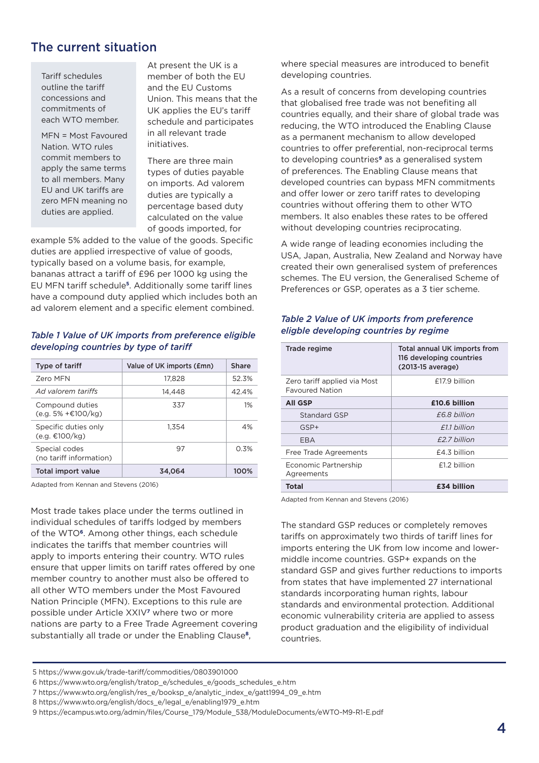## The current situation

Tariff schedules outline the tariff concessions and commitments of each WTO member.

MFN = Most Favoured Nation. WTO rules commit members to apply the same terms to all members. Many EU and UK tariffs are zero MFN meaning no duties are applied.

At present the UK is a member of both the EU and the EU Customs Union. This means that the UK applies the EU's tariff schedule and participates in all relevant trade initiatives.

There are three main types of duties payable on imports. Ad valorem duties are typically a percentage based duty calculated on the value of goods imported, for example 5% added to the value of the goods. Specific duties are applied irrespective of value of goods, typically based on a volume basis, for example, bananas attract a tariff of €96 per 1000 kg using the EU MFN tariff schedule[5]. Additionally some tariff lines have a compound duty applied which includes both an ad valorem element and a specific element combined.

*Table 1 Value of UK imports from preference eligible developing countries by type of tariff*

| Type of tariff | Value of UK imports (£mn) | Share |
|---|---|---|
| Zero MFN | 17,828 | 52.3% |
| *Ad valorem tariffs* | 14,448 | 42.4% |
| Compound duties (e.g. 5% +€100/kg) | 337 | 1% |
| Specific duties only (e.g. €100/kg) | 1,354 | 4% |
| Special codes (no tariff information) | 97 | 0.3% |
| **Total import value** | **34,064** | **100%** |

Adapted from Kennan and Stevens (2016)

Most trade takes place under the terms outlined in individual schedules of tariffs lodged by members of the WTO[6]. Among other things, each schedule indicates the tariffs that member countries will apply to imports entering their country. WTO rules ensure that upper limits on tariff rates offered by one member country to another must also be offered to all other WTO members under the Most Favoured Nation Principle (MFN). Exceptions to this rule are possible under Article XXIV[7] where two or more nations are party to a Free Trade Agreement covering substantially all trade or under the Enabling Clause[8], where special measures are introduced to benefit developing countries.

As a result of concerns from developing countries that globalised free trade was not benefiting all countries equally, and their share of global trade was reducing, the WTO introduced the Enabling Clause as a permanent mechanism to allow developed countries to offer preferential, non-reciprocal terms to developing countries[9] as a generalised system of preferences. The Enabling Clause means that developed countries can bypass MFN commitments and offer lower or zero tariff rates to developing countries without offering them to other WTO members. It also enables these rates to be offered without developing countries reciprocating.

A wide range of leading economies including the USA, Japan, Australia, New Zealand and Norway have created their own generalised system of preferences schemes. The EU version, the Generalised Scheme of Preferences or GSP, operates as a 3 tier scheme.

*Table 2 Value of UK imports from preference eligible developing countries by regime*

| Trade regime | Total annual UK imports from 116 developing countries (2013-15 average) |
|---|---|
| Zero tariff applied via Most Favoured Nation | £17.9 billion |
| **All GSP** | **£10.6 billion** |
| Standard GSP | *£6.8 billion* |
| GSP+ | *£1.1 billion* |
| EBA | *£2.7 billion* |
| Free Trade Agreements | £4.3 billion |
| Economic Partnership Agreements | £1.2 billion |
| **Total** | **£34 billion** |

Adapted from Kennan and Stevens (2016)

The standard GSP reduces or completely removes tariffs on approximately two thirds of tariff lines for imports entering the UK from low income and lower-middle income countries. GSP+ expands on the standard GSP and gives further reductions to imports from states that have implemented 27 international standards incorporating human rights, labour standards and environmental protection. Additional economic vulnerability criteria are applied to assess product graduation and the eligibility of individual countries.

5 https://www.gov.uk/trade-tariff/commodities/0803901000
6 https://www.wto.org/english/tratop_e/schedules_e/goods_schedules_e.htm
7 https://www.wto.org/english/res_e/booksp_e/analytic_index_e/gatt1994_09_e.htm
8 https://www.wto.org/english/docs_e/legal_e/enabling1979_e.htm
9 https://ecampus.wto.org/admin/files/Course_179/Module_538/ModuleDocuments/eWTO-M9-R1-E.pdf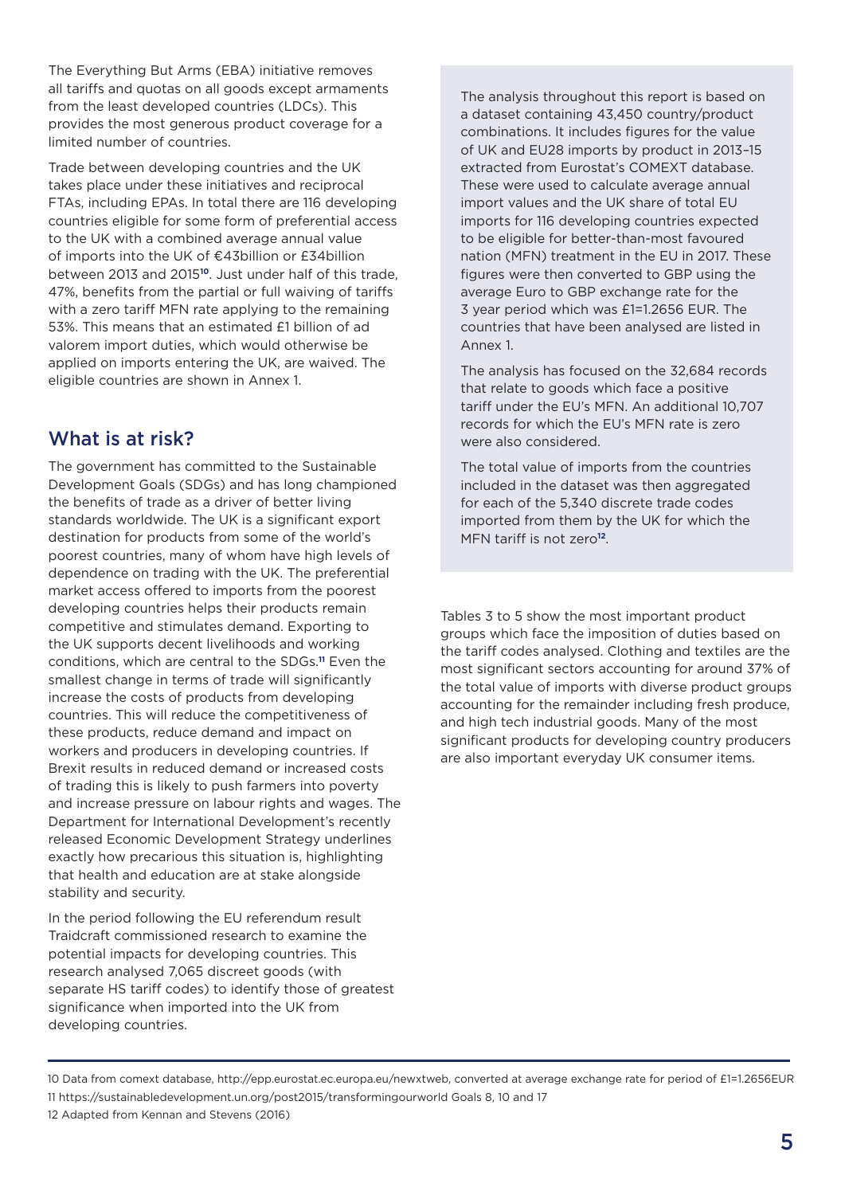The Everything But Arms (EBA) initiative removes all tariffs and quotas on all goods except armaments from the least developed countries (LDCs). This provides the most generous product coverage for a limited number of countries.

Trade between developing countries and the UK takes place under these initiatives and reciprocal FTAs, including EPAs. In total there are 116 developing countries eligible for some form of preferential access to the UK with a combined average annual value of imports into the UK of €43billion or £34billion between 2013 and 2015[10]. Just under half of this trade, 47%, benefits from the partial or full waiving of tariffs with a zero tariff MFN rate applying to the remaining 53%. This means that an estimated £1 billion of ad valorem import duties, which would otherwise be applied on imports entering the UK, are waived. The eligible countries are shown in Annex 1.

## What is at risk?

The government has committed to the Sustainable Development Goals (SDGs) and has long championed the benefits of trade as a driver of better living standards worldwide. The UK is a significant export destination for products from some of the world's poorest countries, many of whom have high levels of dependence on trading with the UK. The preferential market access offered to imports from the poorest developing countries helps their products remain competitive and stimulates demand. Exporting to the UK supports decent livelihoods and working conditions, which are central to the SDGs.[11] Even the smallest change in terms of trade will significantly increase the costs of products from developing countries. This will reduce the competitiveness of these products, reduce demand and impact on workers and producers in developing countries. If Brexit results in reduced demand or increased costs of trading this is likely to push farmers into poverty and increase pressure on labour rights and wages. The Department for International Development's recently released Economic Development Strategy underlines exactly how precarious this situation is, highlighting that health and education are at stake alongside stability and security.

In the period following the EU referendum result Traidcraft commissioned research to examine the potential impacts for developing countries. This research analysed 7,065 discreet goods (with separate HS tariff codes) to identify those of greatest significance when imported into the UK from developing countries.

> The analysis throughout this report is based on a dataset containing 43,450 country/product combinations. It includes figures for the value of UK and EU28 imports by product in 2013–15 extracted from Eurostat's COMEXT database. These were used to calculate average annual import values and the UK share of total EU imports for 116 developing countries expected to be eligible for better-than-most favoured nation (MFN) treatment in the EU in 2017. These figures were then converted to GBP using the average Euro to GBP exchange rate for the 3 year period which was £1=1.2656 EUR. The countries that have been analysed are listed in Annex 1.
>
> The analysis has focused on the 32,684 records that relate to goods which face a positive tariff under the EU's MFN. An additional 10,707 records for which the EU's MFN rate is zero were also considered.
>
> The total value of imports from the countries included in the dataset was then aggregated for each of the 5,340 discrete trade codes imported from them by the UK for which the MFN tariff is not zero[12].

Tables 3 to 5 show the most important product groups which face the imposition of duties based on the tariff codes analysed. Clothing and textiles are the most significant sectors accounting for around 37% of the total value of imports with diverse product groups accounting for the remainder including fresh produce, and high tech industrial goods. Many of the most significant products for developing country producers are also important everyday UK consumer items.

---

10 Data from comext database, http://epp.eurostat.ec.europa.eu/newxtweb, converted at average exchange rate for period of £1=1.2656EUR

11 https://sustainabledevelopment.un.org/post2015/transformingourworld Goals 8, 10 and 17

12 Adapted from Kennan and Stevens (2016)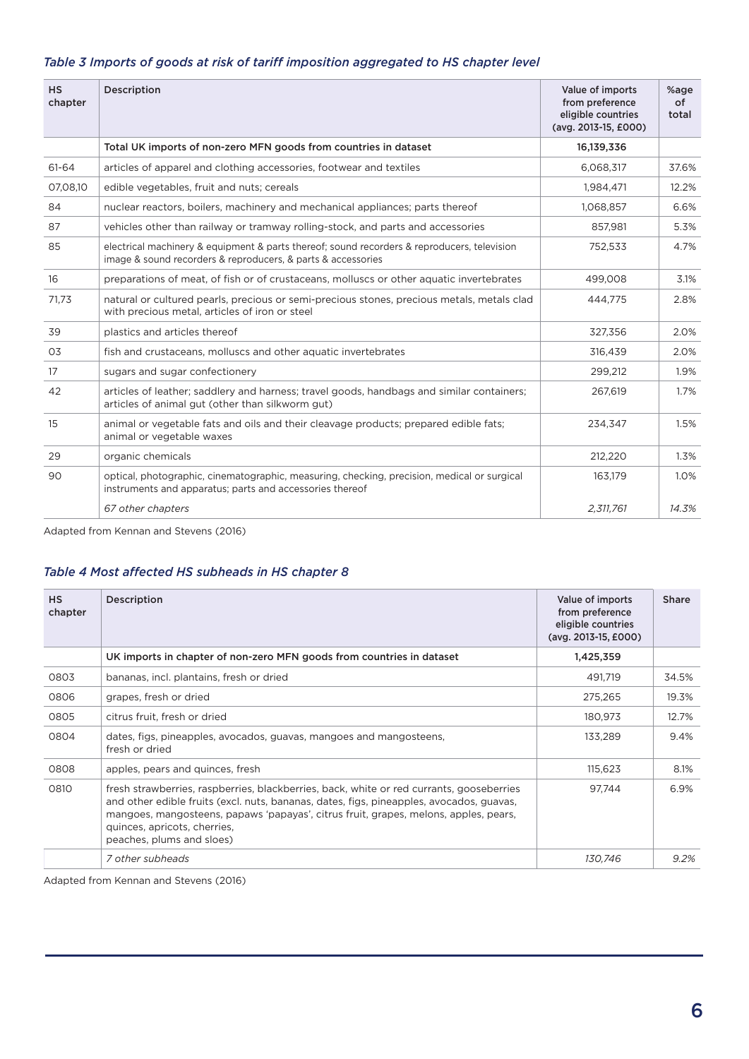*Table 3 Imports of goods at risk of tariff imposition aggregated to HS chapter level*

| HS chapter | Description | Value of imports from preference eligible countries (avg. 2013-15, £000) | %age of total |
|---|---|---|---|
| | Total UK imports of non-zero MFN goods from countries in dataset | 16,139,336 | |
| 61-64 | articles of apparel and clothing accessories, footwear and textiles | 6,068,317 | 37.6% |
| 07,08,10 | edible vegetables, fruit and nuts; cereals | 1,984,471 | 12.2% |
| 84 | nuclear reactors, boilers, machinery and mechanical appliances; parts thereof | 1,068,857 | 6.6% |
| 87 | vehicles other than railway or tramway rolling-stock, and parts and accessories | 857,981 | 5.3% |
| 85 | electrical machinery & equipment & parts thereof; sound recorders & reproducers, television image & sound recorders & reproducers, & parts & accessories | 752,533 | 4.7% |
| 16 | preparations of meat, of fish or of crustaceans, molluscs or other aquatic invertebrates | 499,008 | 3.1% |
| 71,73 | natural or cultured pearls, precious or semi-precious stones, precious metals, metals clad with precious metal, articles of iron or steel | 444,775 | 2.8% |
| 39 | plastics and articles thereof | 327,356 | 2.0% |
| 03 | fish and crustaceans, molluscs and other aquatic invertebrates | 316,439 | 2.0% |
| 17 | sugars and sugar confectionery | 299,212 | 1.9% |
| 42 | articles of leather; saddlery and harness; travel goods, handbags and similar containers; articles of animal gut (other than silkworm gut) | 267,619 | 1.7% |
| 15 | animal or vegetable fats and oils and their cleavage products; prepared edible fats; animal or vegetable waxes | 234,347 | 1.5% |
| 29 | organic chemicals | 212,220 | 1.3% |
| 90 | optical, photographic, cinematographic, measuring, checking, precision, medical or surgical instruments and apparatus; parts and accessories thereof | 163,179 | 1.0% |
| | *67 other chapters* | *2,311,761* | *14.3%* |

Adapted from Kennan and Stevens (2016)

*Table 4 Most affected HS subheads in HS chapter 8*

| HS chapter | Description | Value of imports from preference eligible countries (avg. 2013-15, £000) | Share |
|---|---|---|---|
| | UK imports in chapter of non-zero MFN goods from countries in dataset | 1,425,359 | |
| 0803 | bananas, incl. plantains, fresh or dried | 491,719 | 34.5% |
| 0806 | grapes, fresh or dried | 275,265 | 19.3% |
| 0805 | citrus fruit, fresh or dried | 180,973 | 12.7% |
| 0804 | dates, figs, pineapples, avocados, guavas, mangoes and mangosteens, fresh or dried | 133,289 | 9.4% |
| 0808 | apples, pears and quinces, fresh | 115,623 | 8.1% |
| 0810 | fresh strawberries, raspberries, blackberries, back, white or red currants, gooseberries and other edible fruits (excl. nuts, bananas, dates, figs, pineapples, avocados, guavas, mangoes, mangosteens, papaws 'papayas', citrus fruit, grapes, melons, apples, pears, quinces, apricots, cherries, peaches, plums and sloes) | 97,744 | 6.9% |
| | *7 other subheads* | *130,746* | *9.2%* |

Adapted from Kennan and Stevens (2016)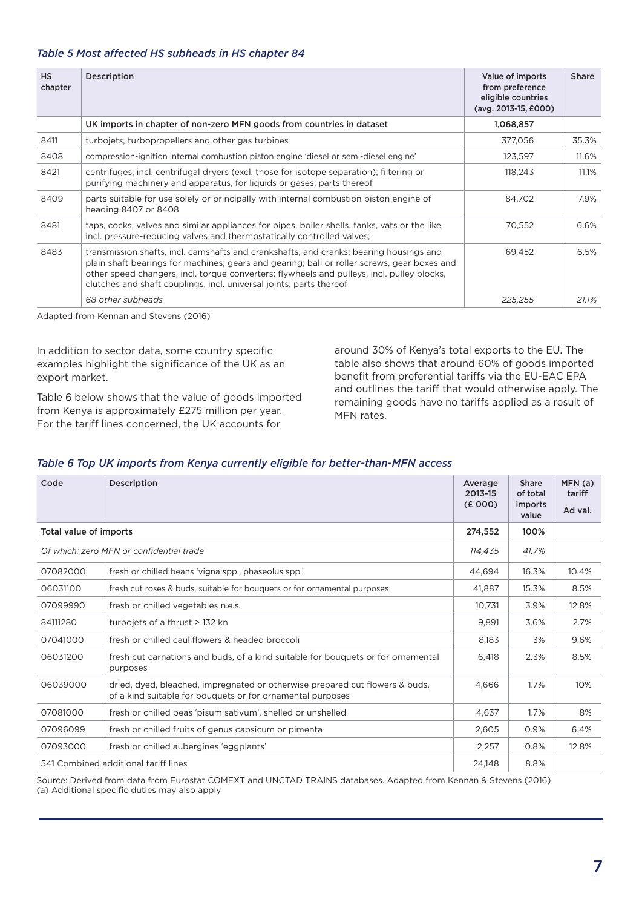*Table 5 Most affected HS subheads in HS chapter 84*

| HS chapter | Description | Value of imports from preference eligible countries (avg. 2013-15, £000) | Share |
|---|---|---|---|
| | **UK imports in chapter of non-zero MFN goods from countries in dataset** | **1,068,857** | |
| 8411 | turbojets, turbopropellers and other gas turbines | 377,056 | 35.3% |
| 8408 | compression-ignition internal combustion piston engine 'diesel or semi-diesel engine' | 123,597 | 11.6% |
| 8421 | centrifuges, incl. centrifugal dryers (excl. those for isotope separation); filtering or purifying machinery and apparatus, for liquids or gases; parts thereof | 118,243 | 11.1% |
| 8409 | parts suitable for use solely or principally with internal combustion piston engine of heading 8407 or 8408 | 84,702 | 7.9% |
| 8481 | taps, cocks, valves and similar appliances for pipes, boiler shells, tanks, vats or the like, incl. pressure-reducing valves and thermostatically controlled valves; | 70,552 | 6.6% |
| 8483 | transmission shafts, incl. camshafts and crankshafts, and cranks; bearing housings and plain shaft bearings for machines; gears and gearing; ball or roller screws, gear boxes and other speed changers, incl. torque converters; flywheels and pulleys, incl. pulley blocks, clutches and shaft couplings, incl. universal joints; parts thereof | 69,452 | 6.5% |
| | *68 other subheads* | *225,255* | *21.1%* |

Adapted from Kennan and Stevens (2016)

In addition to sector data, some country specific examples highlight the significance of the UK as an export market.

Table 6 below shows that the value of goods imported from Kenya is approximately £275 million per year. For the tariff lines concerned, the UK accounts for around 30% of Kenya's total exports to the EU. The table also shows that around 60% of goods imported benefit from preferential tariffs via the EU-EAC EPA and outlines the tariff that would otherwise apply. The remaining goods have no tariffs applied as a result of MFN rates.

*Table 6 Top UK imports from Kenya currently eligible for better-than-MFN access*

| Code | Description | Average 2013-15 (£ 000) | Share of total imports value | MFN (a) tariff Ad val. |
|---|---|---|---|---|
| Total value of imports | | **274,552** | **100%** | |
| *Of which: zero MFN or confidential trade* | | *114,435* | *41.7%* | |
| 07082000 | fresh or chilled beans 'vigna spp., phaseolus spp.' | 44,694 | 16.3% | 10.4% |
| 06031100 | fresh cut roses & buds, suitable for bouquets or for ornamental purposes | 41,887 | 15.3% | 8.5% |
| 07099990 | fresh or chilled vegetables n.e.s. | 10,731 | 3.9% | 12.8% |
| 84111280 | turbojets of a thrust > 132 kn | 9,891 | 3.6% | 2.7% |
| 07041000 | fresh or chilled cauliflowers & headed broccoli | 8,183 | 3% | 9.6% |
| 06031200 | fresh cut carnations and buds, of a kind suitable for bouquets or for ornamental purposes | 6,418 | 2.3% | 8.5% |
| 06039000 | dried, dyed, bleached, impregnated or otherwise prepared cut flowers & buds, of a kind suitable for bouquets or for ornamental purposes | 4,666 | 1.7% | 10% |
| 07081000 | fresh or chilled peas 'pisum sativum', shelled or unshelled | 4,637 | 1.7% | 8% |
| 07096099 | fresh or chilled fruits of genus capsicum or pimenta | 2,605 | 0.9% | 6.4% |
| 07093000 | fresh or chilled aubergines 'eggplants' | 2,257 | 0.8% | 12.8% |
| 541 Combined additional tariff lines | | 24,148 | 8.8% | |

Source: Derived from data from Eurostat COMEXT and UNCTAD TRAINS databases. Adapted from Kennan & Stevens (2016)
(a) Additional specific duties may also apply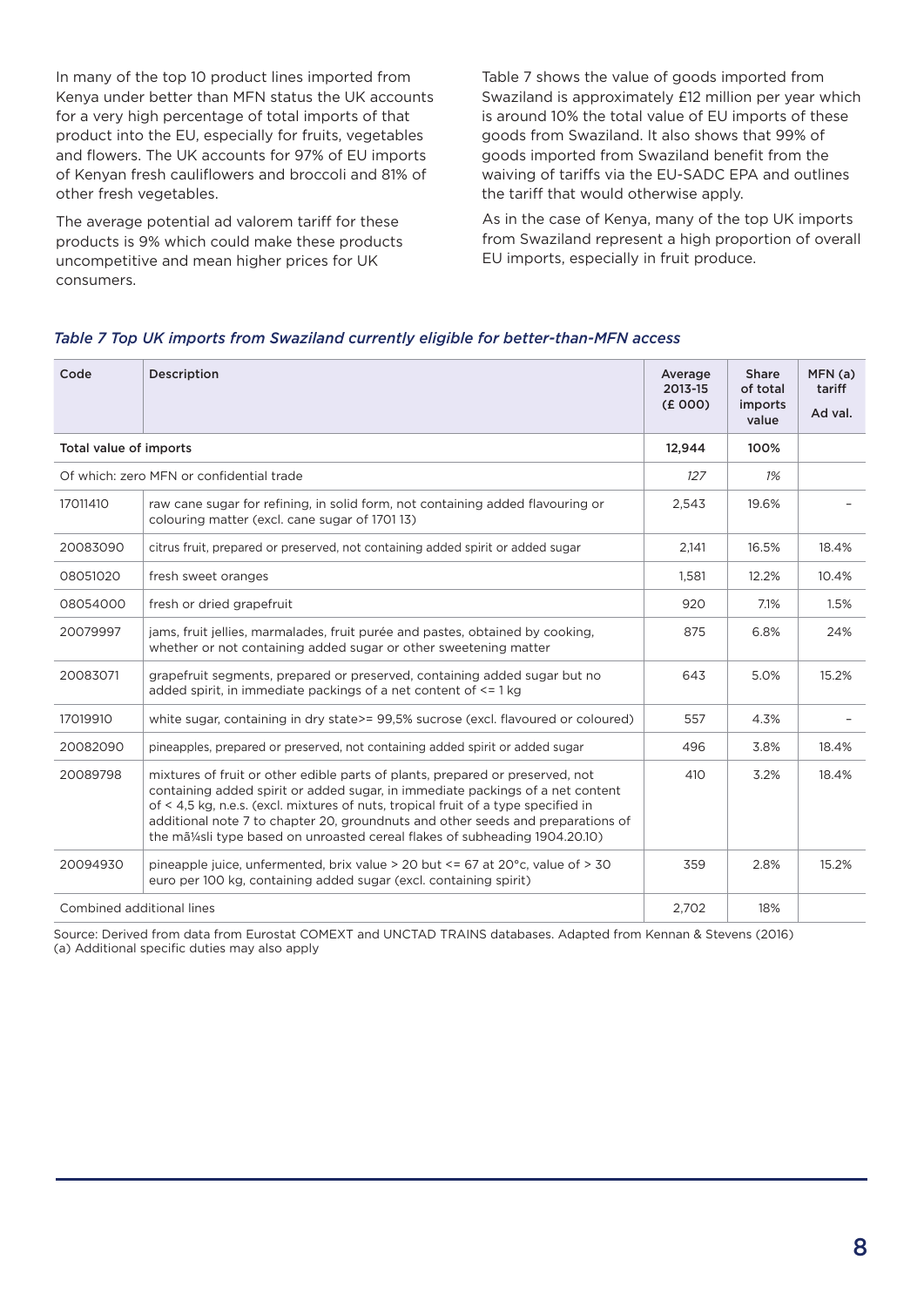In many of the top 10 product lines imported from Kenya under better than MFN status the UK accounts for a very high percentage of total imports of that product into the EU, especially for fruits, vegetables and flowers. The UK accounts for 97% of EU imports of Kenyan fresh cauliflowers and broccoli and 81% of other fresh vegetables.

The average potential ad valorem tariff for these products is 9% which could make these products uncompetitive and mean higher prices for UK consumers.

Table 7 shows the value of goods imported from Swaziland is approximately £12 million per year which is around 10% the total value of EU imports of these goods from Swaziland. It also shows that 99% of goods imported from Swaziland benefit from the waiving of tariffs via the EU-SADC EPA and outlines the tariff that would otherwise apply.

As in the case of Kenya, many of the top UK imports from Swaziland represent a high proportion of overall EU imports, especially in fruit produce.

*Table 7 Top UK imports from Swaziland currently eligible for better-than-MFN access*

| Code | Description | Average 2013-15 (£ 000) | Share of total imports value | MFN (a) tariff Ad val. |
|---|---|---|---|---|
| Total value of imports | | 12,944 | 100% | |
| Of which: zero MFN or confidential trade | | *127* | *1%* | |
| 17011410 | raw cane sugar for refining, in solid form, not containing added flavouring or colouring matter (excl. cane sugar of 1701 13) | 2,543 | 19.6% | – |
| 20083090 | citrus fruit, prepared or preserved, not containing added spirit or added sugar | 2,141 | 16.5% | 18.4% |
| 08051020 | fresh sweet oranges | 1,581 | 12.2% | 10.4% |
| 08054000 | fresh or dried grapefruit | 920 | 7.1% | 1.5% |
| 20079997 | jams, fruit jellies, marmalades, fruit purée and pastes, obtained by cooking, whether or not containing added sugar or other sweetening matter | 875 | 6.8% | 24% |
| 20083071 | grapefruit segments, prepared or preserved, containing added sugar but no added spirit, in immediate packings of a net content of <= 1 kg | 643 | 5.0% | 15.2% |
| 17019910 | white sugar, containing in dry state>= 99,5% sucrose (excl. flavoured or coloured) | 557 | 4.3% | – |
| 20082090 | pineapples, prepared or preserved, not containing added spirit or added sugar | 496 | 3.8% | 18.4% |
| 20089798 | mixtures of fruit or other edible parts of plants, prepared or preserved, not containing added spirit or added sugar, in immediate packings of a net content of < 4,5 kg, n.e.s. (excl. mixtures of nuts, tropical fruit of a type specified in additional note 7 to chapter 20, groundnuts and other seeds and preparations of the mã¼sli type based on unroasted cereal flakes of subheading 1904.20.10) | 410 | 3.2% | 18.4% |
| 20094930 | pineapple juice, unfermented, brix value > 20 but <= 67 at 20°c, value of > 30 euro per 100 kg, containing added sugar (excl. containing spirit) | 359 | 2.8% | 15.2% |
| Combined additional lines | | 2,702 | 18% | |

Source: Derived from data from Eurostat COMEXT and UNCTAD TRAINS databases. Adapted from Kennan & Stevens (2016)
(a) Additional specific duties may also apply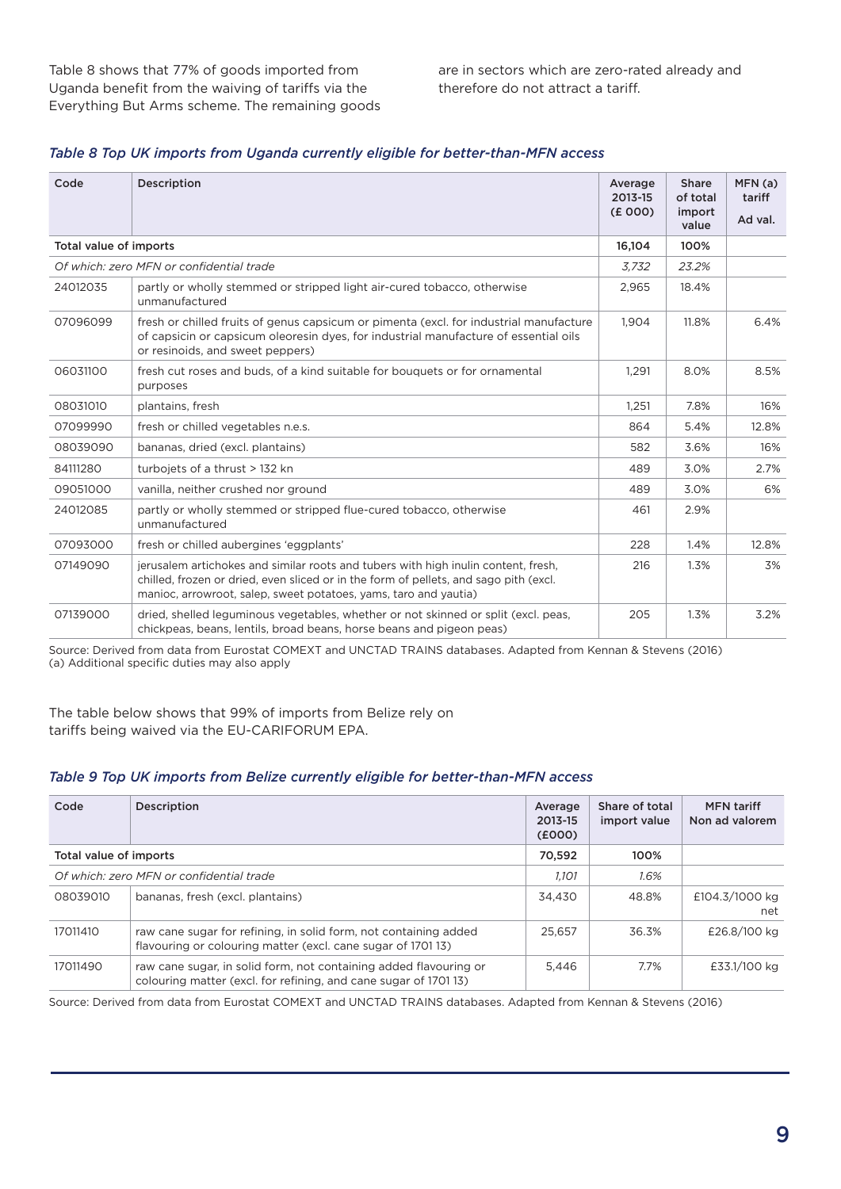Table 8 shows that 77% of goods imported from Uganda benefit from the waiving of tariffs via the Everything But Arms scheme. The remaining goods are in sectors which are zero-rated already and therefore do not attract a tariff.

*Table 8 Top UK imports from Uganda currently eligible for better-than-MFN access*

| Code | Description | Average 2013-15 (£ 000) | Share of total import value | MFN (a) tariff Ad val. |
|---|---|---|---|---|
| Total value of imports | | 16,104 | 100% | |
| *Of which: zero MFN or confidential trade* | | *3,732* | *23.2%* | |
| 24012035 | partly or wholly stemmed or stripped light air-cured tobacco, otherwise unmanufactured | 2,965 | 18.4% | |
| 07096099 | fresh or chilled fruits of genus capsicum or pimenta (excl. for industrial manufacture of capsicin or capsicum oleoresin dyes, for industrial manufacture of essential oils or resinoids, and sweet peppers) | 1,904 | 11.8% | 6.4% |
| 06031100 | fresh cut roses and buds, of a kind suitable for bouquets or for ornamental purposes | 1,291 | 8.0% | 8.5% |
| 08031010 | plantains, fresh | 1,251 | 7.8% | 16% |
| 07099990 | fresh or chilled vegetables n.e.s. | 864 | 5.4% | 12.8% |
| 08039090 | bananas, dried (excl. plantains) | 582 | 3.6% | 16% |
| 84111280 | turbojets of a thrust > 132 kn | 489 | 3.0% | 2.7% |
| 09051000 | vanilla, neither crushed nor ground | 489 | 3.0% | 6% |
| 24012085 | partly or wholly stemmed or stripped flue-cured tobacco, otherwise unmanufactured | 461 | 2.9% | |
| 07093000 | fresh or chilled aubergines 'eggplants' | 228 | 1.4% | 12.8% |
| 07149090 | jerusalem artichokes and similar roots and tubers with high inulin content, fresh, chilled, frozen or dried, even sliced or in the form of pellets, and sago pith (excl. manioc, arrowroot, salep, sweet potatoes, yams, taro and yautia) | 216 | 1.3% | 3% |
| 07139000 | dried, shelled leguminous vegetables, whether or not skinned or split (excl. peas, chickpeas, beans, lentils, broad beans, horse beans and pigeon peas) | 205 | 1.3% | 3.2% |

Source: Derived from data from Eurostat COMEXT and UNCTAD TRAINS databases. Adapted from Kennan & Stevens (2016)
(a) Additional specific duties may also apply

The table below shows that 99% of imports from Belize rely on tariffs being waived via the EU-CARIFORUM EPA.

*Table 9 Top UK imports from Belize currently eligible for better-than-MFN access*

| Code | Description | Average 2013-15 (£000) | Share of total import value | MFN tariff Non ad valorem |
|---|---|---|---|---|
| Total value of imports | | 70,592 | 100% | |
| *Of which: zero MFN or confidential trade* | | *1,101* | *1.6%* | |
| 08039010 | bananas, fresh (excl. plantains) | 34,430 | 48.8% | £104.3/1000 kg net |
| 17011410 | raw cane sugar for refining, in solid form, not containing added flavouring or colouring matter (excl. cane sugar of 1701 13) | 25,657 | 36.3% | £26.8/100 kg |
| 17011490 | raw cane sugar, in solid form, not containing added flavouring or colouring matter (excl. for refining, and cane sugar of 1701 13) | 5,446 | 7.7% | £33.1/100 kg |

Source: Derived from data from Eurostat COMEXT and UNCTAD TRAINS databases. Adapted from Kennan & Stevens (2016)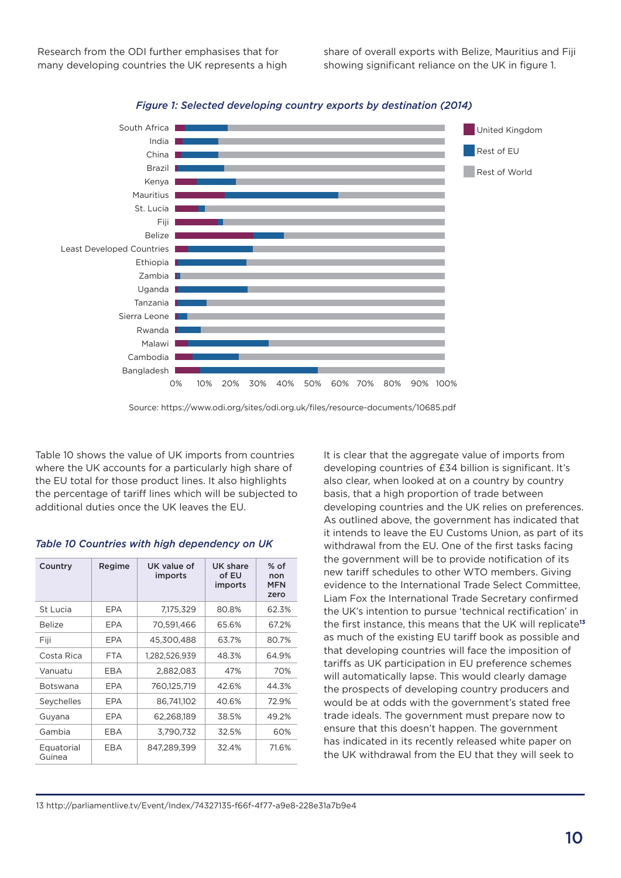Research from the ODI further emphasises that for many developing countries the UK represents a high share of overall exports with Belize, Mauritius and Fiji showing significant reliance on the UK in figure 1.

*Figure 1: Selected developing country exports by destination (2014)*

Source: https://www.odi.org/sites/odi.org.uk/files/resource-documents/10685.pdf

Table 10 shows the value of UK imports from countries where the UK accounts for a particularly high share of the EU total for those product lines. It also highlights the percentage of tariff lines which will be subjected to additional duties once the UK leaves the EU.

*Table 10 Countries with high dependency on UK*

| Country | Regime | UK value of imports | UK share of EU imports | % of non MFN zero |
|---|---|---|---|---|
| St Lucia | EPA | 7,175,329 | 80.8% | 62.3% |
| Belize | EPA | 70,591,466 | 65.6% | 67.2% |
| Fiji | EPA | 45,300,488 | 63.7% | 80.7% |
| Costa Rica | FTA | 1,282,526,939 | 48.3% | 64.9% |
| Vanuatu | EBA | 2,882,083 | 47% | 70% |
| Botswana | EPA | 760,125,719 | 42.6% | 44.3% |
| Seychelles | EPA | 86,741,102 | 40.6% | 72.9% |
| Guyana | EPA | 62,268,189 | 38.5% | 49.2% |
| Gambia | EBA | 3,790,732 | 32.5% | 60% |
| Equatorial Guinea | EBA | 847,289,399 | 32.4% | 71.6% |

It is clear that the aggregate value of imports from developing countries of £34 billion is significant. It's also clear, when looked at on a country by country basis, that a high proportion of trade between developing countries and the UK relies on preferences. As outlined above, the government has indicated that it intends to leave the EU Customs Union, as part of its withdrawal from the EU. One of the first tasks facing the government will be to provide notification of its new tariff schedules to other WTO members. Giving evidence to the International Trade Select Committee, Liam Fox the International Trade Secretary confirmed the UK's intention to pursue 'technical rectification' in the first instance, this means that the UK will replicate[13] as much of the existing EU tariff book as possible and that developing countries will face the imposition of tariffs as UK participation in EU preference schemes will automatically lapse. This would clearly damage the prospects of developing country producers and would be at odds with the government's stated free trade ideals. The government must prepare now to ensure that this doesn't happen. The government has indicated in its recently released white paper on the UK withdrawal from the EU that they will seek to

13 http://parliamentlive.tv/Event/Index/74327135-f66f-4f77-a9e8-228e31a7b9e4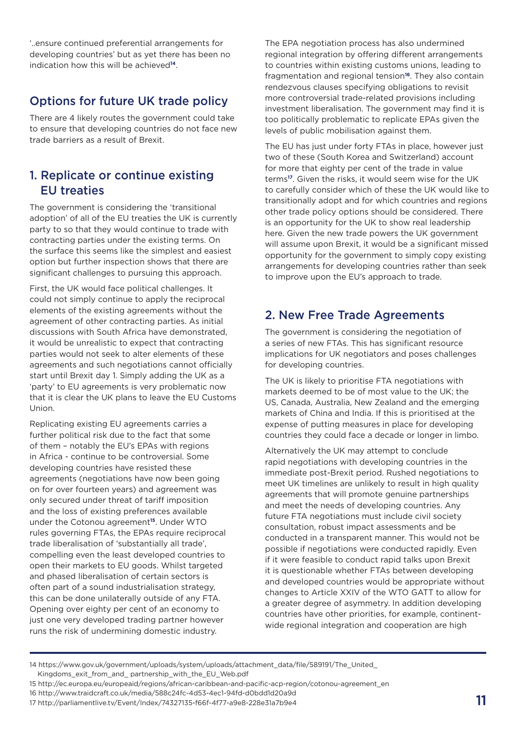'..ensure continued preferential arrangements for developing countries' but as yet there has been no indication how this will be achieved[14].

## Options for future UK trade policy

There are 4 likely routes the government could take to ensure that developing countries do not face new trade barriers as a result of Brexit.

### 1. Replicate or continue existing EU treaties

The government is considering the 'transitional adoption' of all of the EU treaties the UK is currently party to so that they would continue to trade with contracting parties under the existing terms. On the surface this seems like the simplest and easiest option but further inspection shows that there are significant challenges to pursuing this approach.

First, the UK would face political challenges. It could not simply continue to apply the reciprocal elements of the existing agreements without the agreement of other contracting parties. As initial discussions with South Africa have demonstrated, it would be unrealistic to expect that contracting parties would not seek to alter elements of these agreements and such negotiations cannot officially start until Brexit day 1. Simply adding the UK as a 'party' to EU agreements is very problematic now that it is clear the UK plans to leave the EU Customs Union.

Replicating existing EU agreements carries a further political risk due to the fact that some of them – notably the EU's EPAs with regions in Africa - continue to be controversial. Some developing countries have resisted these agreements (negotiations have now been going on for over fourteen years) and agreement was only secured under threat of tariff imposition and the loss of existing preferences available under the Cotonou agreement[15]. Under WTO rules governing FTAs, the EPAs require reciprocal trade liberalisation of 'substantially all trade', compelling even the least developed countries to open their markets to EU goods. Whilst targeted and phased liberalisation of certain sectors is often part of a sound industrialisation strategy, this can be done unilaterally outside of any FTA. Opening over eighty per cent of an economy to just one very developed trading partner however runs the risk of undermining domestic industry.

The EPA negotiation process has also undermined regional integration by offering different arrangements to countries within existing customs unions, leading to fragmentation and regional tension[16]. They also contain rendezvous clauses specifying obligations to revisit more controversial trade-related provisions including investment liberalisation. The government may find it is too politically problematic to replicate EPAs given the levels of public mobilisation against them.

The EU has just under forty FTAs in place, however just two of these (South Korea and Switzerland) account for more that eighty per cent of the trade in value terms[17]. Given the risks, it would seem wise for the UK to carefully consider which of these the UK would like to transitionally adopt and for which countries and regions other trade policy options should be considered. There is an opportunity for the UK to show real leadership here. Given the new trade powers the UK government will assume upon Brexit, it would be a significant missed opportunity for the government to simply copy existing arrangements for developing countries rather than seek to improve upon the EU's approach to trade.

### 2. New Free Trade Agreements

The government is considering the negotiation of a series of new FTAs. This has significant resource implications for UK negotiators and poses challenges for developing countries.

The UK is likely to prioritise FTA negotiations with markets deemed to be of most value to the UK; the US, Canada, Australia, New Zealand and the emerging markets of China and India. If this is prioritised at the expense of putting measures in place for developing countries they could face a decade or longer in limbo.

Alternatively the UK may attempt to conclude rapid negotiations with developing countries in the immediate post-Brexit period. Rushed negotiations to meet UK timelines are unlikely to result in high quality agreements that will promote genuine partnerships and meet the needs of developing countries. Any future FTA negotiations must include civil society consultation, robust impact assessments and be conducted in a transparent manner. This would not be possible if negotiations were conducted rapidly. Even if it were feasible to conduct rapid talks upon Brexit it is questionable whether FTAs between developing and developed countries would be appropriate without changes to Article XXIV of the WTO GATT to allow for a greater degree of asymmetry. In addition developing countries have other priorities, for example, continent-wide regional integration and cooperation are high

---

14 https://www.gov.uk/government/uploads/system/uploads/attachment_data/file/589191/The_United_Kingdoms_exit_from_and_ partnership_with_the_EU_Web.pdf

15 http://ec.europa.eu/europeaid/regions/african-caribbean-and-pacific-acp-region/cotonou-agreement_en

16 http://www.traidcraft.co.uk/media/588c24fc-4d53-4ec1-94fd-d0bdd1d20a9d

17 http://parliamentlive.tv/Event/Index/74327135-f66f-4f77-a9e8-228e31a7b9e4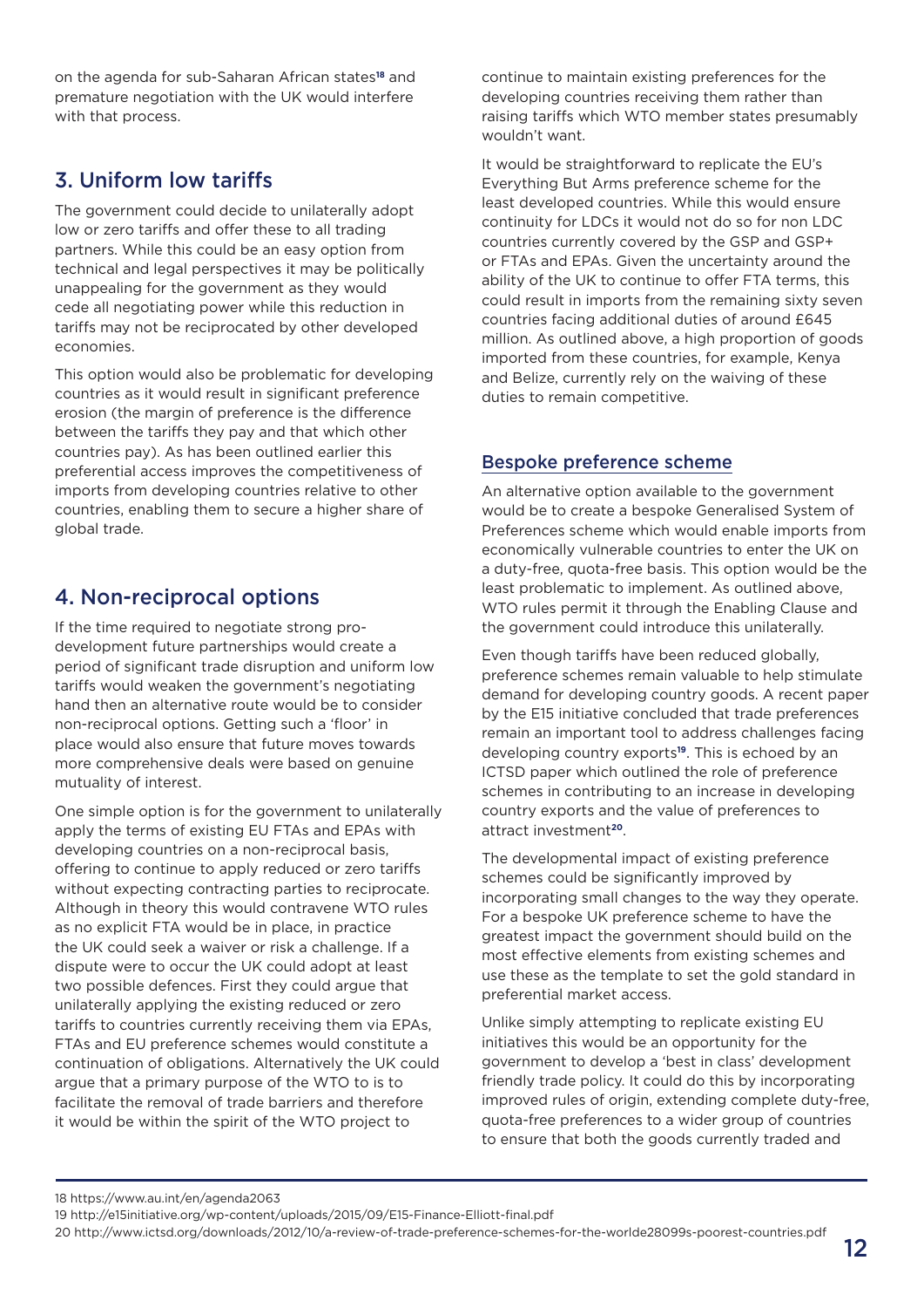on the agenda for sub-Saharan African states[18] and premature negotiation with the UK would interfere with that process.

## 3. Uniform low tariffs

The government could decide to unilaterally adopt low or zero tariffs and offer these to all trading partners. While this could be an easy option from technical and legal perspectives it may be politically unappealing for the government as they would cede all negotiating power while this reduction in tariffs may not be reciprocated by other developed economies.

This option would also be problematic for developing countries as it would result in significant preference erosion (the margin of preference is the difference between the tariffs they pay and that which other countries pay). As has been outlined earlier this preferential access improves the competitiveness of imports from developing countries relative to other countries, enabling them to secure a higher share of global trade.

## 4. Non-reciprocal options

If the time required to negotiate strong pro-development future partnerships would create a period of significant trade disruption and uniform low tariffs would weaken the government's negotiating hand then an alternative route would be to consider non-reciprocal options. Getting such a 'floor' in place would also ensure that future moves towards more comprehensive deals were based on genuine mutuality of interest.

One simple option is for the government to unilaterally apply the terms of existing EU FTAs and EPAs with developing countries on a non-reciprocal basis, offering to continue to apply reduced or zero tariffs without expecting contracting parties to reciprocate. Although in theory this would contravene WTO rules as no explicit FTA would be in place, in practice the UK could seek a waiver or risk a challenge. If a dispute were to occur the UK could adopt at least two possible defences. First they could argue that unilaterally applying the existing reduced or zero tariffs to countries currently receiving them via EPAs, FTAs and EU preference schemes would constitute a continuation of obligations. Alternatively the UK could argue that a primary purpose of the WTO to is to facilitate the removal of trade barriers and therefore it would be within the spirit of the WTO project to continue to maintain existing preferences for the developing countries receiving them rather than raising tariffs which WTO member states presumably wouldn't want.

It would be straightforward to replicate the EU's Everything But Arms preference scheme for the least developed countries. While this would ensure continuity for LDCs it would not do so for non LDC countries currently covered by the GSP and GSP+ or FTAs and EPAs. Given the uncertainty around the ability of the UK to continue to offer FTA terms, this could result in imports from the remaining sixty seven countries facing additional duties of around £645 million. As outlined above, a high proportion of goods imported from these countries, for example, Kenya and Belize, currently rely on the waiving of these duties to remain competitive.

### Bespoke preference scheme

An alternative option available to the government would be to create a bespoke Generalised System of Preferences scheme which would enable imports from economically vulnerable countries to enter the UK on a duty-free, quota-free basis. This option would be the least problematic to implement. As outlined above, WTO rules permit it through the Enabling Clause and the government could introduce this unilaterally.

Even though tariffs have been reduced globally, preference schemes remain valuable to help stimulate demand for developing country goods. A recent paper by the E15 initiative concluded that trade preferences remain an important tool to address challenges facing developing country exports[19]. This is echoed by an ICTSD paper which outlined the role of preference schemes in contributing to an increase in developing country exports and the value of preferences to attract investment[20].

The developmental impact of existing preference schemes could be significantly improved by incorporating small changes to the way they operate. For a bespoke UK preference scheme to have the greatest impact the government should build on the most effective elements from existing schemes and use these as the template to set the gold standard in preferential market access.

Unlike simply attempting to replicate existing EU initiatives this would be an opportunity for the government to develop a 'best in class' development friendly trade policy. It could do this by incorporating improved rules of origin, extending complete duty-free, quota-free preferences to a wider group of countries to ensure that both the goods currently traded and

---

18 https://www.au.int/en/agenda2063

19 http://e15initiative.org/wp-content/uploads/2015/09/E15-Finance-Elliott-final.pdf

20 http://www.ictsd.org/downloads/2012/10/a-review-of-trade-preference-schemes-for-the-worlde28099s-poorest-countries.pdf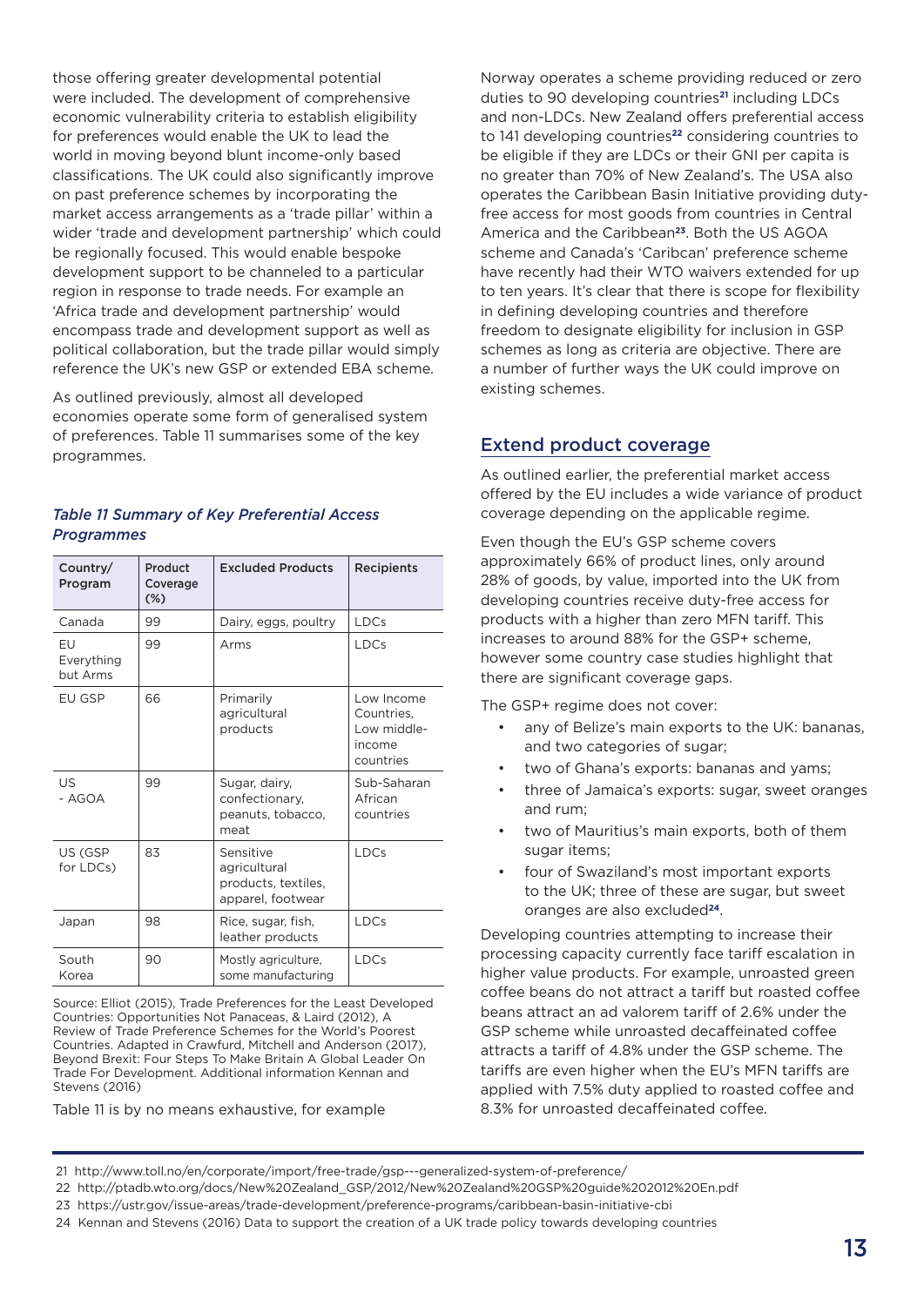those offering greater developmental potential were included. The development of comprehensive economic vulnerability criteria to establish eligibility for preferences would enable the UK to lead the world in moving beyond blunt income-only based classifications. The UK could also significantly improve on past preference schemes by incorporating the market access arrangements as a 'trade pillar' within a wider 'trade and development partnership' which could be regionally focused. This would enable bespoke development support to be channeled to a particular region in response to trade needs. For example an 'Africa trade and development partnership' would encompass trade and development support as well as political collaboration, but the trade pillar would simply reference the UK's new GSP or extended EBA scheme.

As outlined previously, almost all developed economies operate some form of generalised system of preferences. Table 11 summarises some of the key programmes.

*Table 11 Summary of Key Preferential Access Programmes*

| Country/ Program | Product Coverage (%) | Excluded Products | Recipients |
|---|---|---|---|
| Canada | 99 | Dairy, eggs, poultry | LDCs |
| EU Everything but Arms | 99 | Arms | LDCs |
| EU GSP | 66 | Primarily agricultural products | Low Income Countries, Low middle-income countries |
| US - AGOA | 99 | Sugar, dairy, confectionary, peanuts, tobacco, meat | Sub-Saharan African countries |
| US (GSP for LDCs) | 83 | Sensitive agricultural products, textiles, apparel, footwear | LDCs |
| Japan | 98 | Rice, sugar, fish, leather products | LDCs |
| South Korea | 90 | Mostly agriculture, some manufacturing | LDCs |

Source: Elliot (2015), Trade Preferences for the Least Developed Countries: Opportunities Not Panaceas, & Laird (2012), A Review of Trade Preference Schemes for the World's Poorest Countries. Adapted in Crawfurd, Mitchell and Anderson (2017), Beyond Brexit: Four Steps To Make Britain A Global Leader On Trade For Development. Additional information Kennan and Stevens (2016)

Table 11 is by no means exhaustive, for example Norway operates a scheme providing reduced or zero duties to 90 developing countries[21] including LDCs and non-LDCs. New Zealand offers preferential access to 141 developing countries[22] considering countries to be eligible if they are LDCs or their GNI per capita is no greater than 70% of New Zealand's. The USA also operates the Caribbean Basin Initiative providing duty-free access for most goods from countries in Central America and the Caribbean[23]. Both the US AGOA scheme and Canada's 'Caribcan' preference scheme have recently had their WTO waivers extended for up to ten years. It's clear that there is scope for flexibility in defining developing countries and therefore freedom to designate eligibility for inclusion in GSP schemes as long as criteria are objective. There are a number of further ways the UK could improve on existing schemes.

## Extend product coverage

As outlined earlier, the preferential market access offered by the EU includes a wide variance of product coverage depending on the applicable regime.

Even though the EU's GSP scheme covers approximately 66% of product lines, only around 28% of goods, by value, imported into the UK from developing countries receive duty-free access for products with a higher than zero MFN tariff. This increases to around 88% for the GSP+ scheme, however some country case studies highlight that there are significant coverage gaps.

The GSP+ regime does not cover:

- any of Belize's main exports to the UK: bananas, and two categories of sugar;
- two of Ghana's exports: bananas and yams;
- three of Jamaica's exports: sugar, sweet oranges and rum;
- two of Mauritius's main exports, both of them sugar items;
- four of Swaziland's most important exports to the UK; three of these are sugar, but sweet oranges are also excluded[24].

Developing countries attempting to increase their processing capacity currently face tariff escalation in higher value products. For example, unroasted green coffee beans do not attract a tariff but roasted coffee beans attract an ad valorem tariff of 2.6% under the GSP scheme while unroasted decaffeinated coffee attracts a tariff of 4.8% under the GSP scheme. The tariffs are even higher when the EU's MFN tariffs are applied with 7.5% duty applied to roasted coffee and 8.3% for unroasted decaffeinated coffee.

21 http://www.toll.no/en/corporate/import/free-trade/gsp---generalized-system-of-preference/

22 http://ptadb.wto.org/docs/New%20Zealand_GSP/2012/New%20Zealand%20GSP%20guide%202012%20En.pdf

23 https://ustr.gov/issue-areas/trade-development/preference-programs/caribbean-basin-initiative-cbi

24 Kennan and Stevens (2016) Data to support the creation of a UK trade policy towards developing countries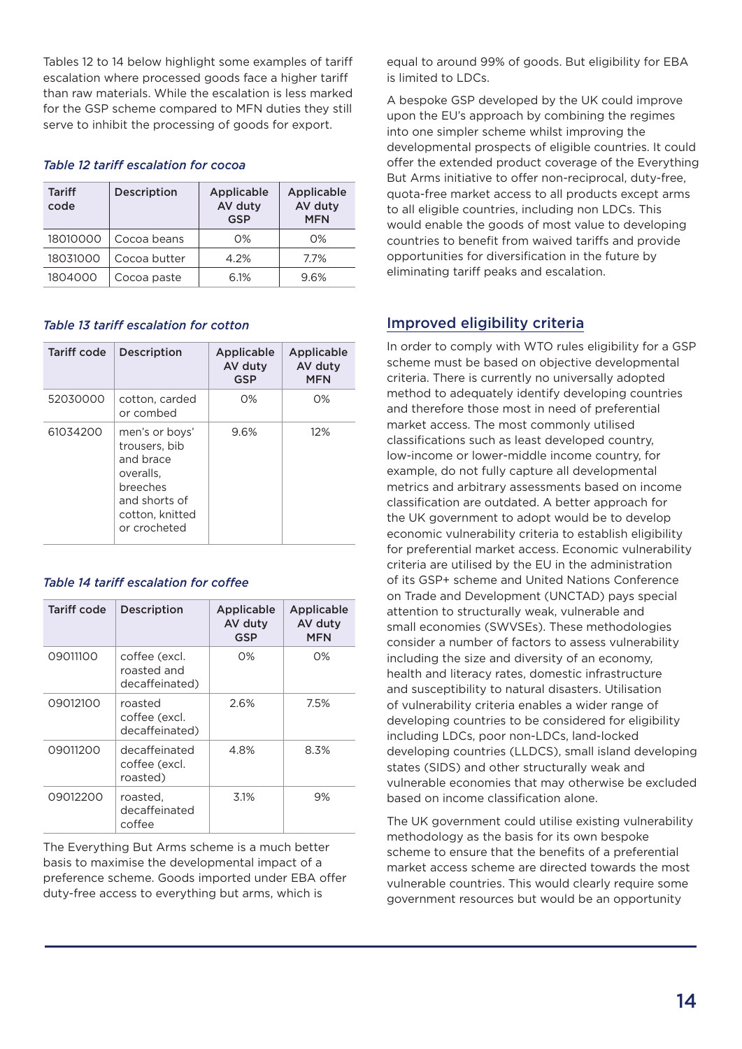Tables 12 to 14 below highlight some examples of tariff escalation where processed goods face a higher tariff than raw materials. While the escalation is less marked for the GSP scheme compared to MFN duties they still serve to inhibit the processing of goods for export.

*Table 12 tariff escalation for cocoa*

| Tariff code | Description | Applicable AV duty GSP | Applicable AV duty MFN |
|---|---|---|---|
| 18010000 | Cocoa beans | 0% | 0% |
| 18031000 | Cocoa butter | 4.2% | 7.7% |
| 1804000 | Cocoa paste | 6.1% | 9.6% |

*Table 13 tariff escalation for cotton*

| Tariff code | Description | Applicable AV duty GSP | Applicable AV duty MFN |
|---|---|---|---|
| 52030000 | cotton, carded or combed | 0% | 0% |
| 61034200 | men's or boys' trousers, bib and brace overalls, breeches and shorts of cotton, knitted or crocheted | 9.6% | 12% |

*Table 14 tariff escalation for coffee*

| Tariff code | Description | Applicable AV duty GSP | Applicable AV duty MFN |
|---|---|---|---|
| 09011100 | coffee (excl. roasted and decaffeinated) | 0% | 0% |
| 09012100 | roasted coffee (excl. decaffeinated) | 2.6% | 7.5% |
| 09011200 | decaffeinated coffee (excl. roasted) | 4.8% | 8.3% |
| 09012200 | roasted, decaffeinated coffee | 3.1% | 9% |

The Everything But Arms scheme is a much better basis to maximise the developmental impact of a preference scheme. Goods imported under EBA offer duty-free access to everything but arms, which is equal to around 99% of goods. But eligibility for EBA is limited to LDCs.

A bespoke GSP developed by the UK could improve upon the EU's approach by combining the regimes into one simpler scheme whilst improving the developmental prospects of eligible countries. It could offer the extended product coverage of the Everything But Arms initiative to offer non-reciprocal, duty-free, quota-free market access to all products except arms to all eligible countries, including non LDCs. This would enable the goods of most value to developing countries to benefit from waived tariffs and provide opportunities for diversification in the future by eliminating tariff peaks and escalation.

## Improved eligibility criteria

In order to comply with WTO rules eligibility for a GSP scheme must be based on objective developmental criteria. There is currently no universally adopted method to adequately identify developing countries and therefore those most in need of preferential market access. The most commonly utilised classifications such as least developed country, low-income or lower-middle income country, for example, do not fully capture all developmental metrics and arbitrary assessments based on income classification are outdated. A better approach for the UK government to adopt would be to develop economic vulnerability criteria to establish eligibility for preferential market access. Economic vulnerability criteria are utilised by the EU in the administration of its GSP+ scheme and United Nations Conference on Trade and Development (UNCTAD) pays special attention to structurally weak, vulnerable and small economies (SWVSEs). These methodologies consider a number of factors to assess vulnerability including the size and diversity of an economy, health and literacy rates, domestic infrastructure and susceptibility to natural disasters. Utilisation of vulnerability criteria enables a wider range of developing countries to be considered for eligibility including LDCs, poor non-LDCs, land-locked developing countries (LLDCS), small island developing states (SIDS) and other structurally weak and vulnerable economies that may otherwise be excluded based on income classification alone.

The UK government could utilise existing vulnerability methodology as the basis for its own bespoke scheme to ensure that the benefits of a preferential market access scheme are directed towards the most vulnerable countries. This would clearly require some government resources but would be an opportunity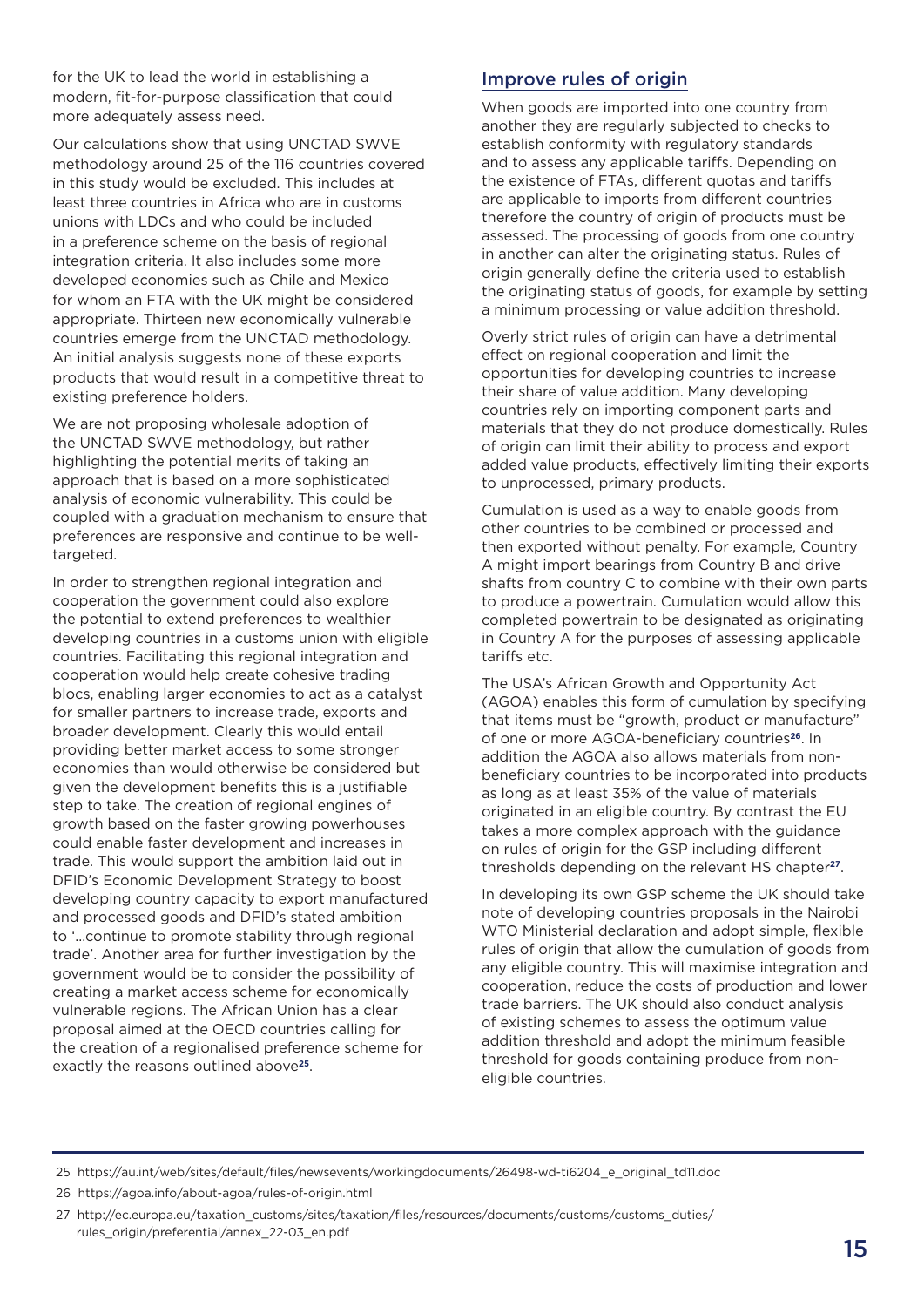for the UK to lead the world in establishing a modern, fit-for-purpose classification that could more adequately assess need.

Our calculations show that using UNCTAD SWVE methodology around 25 of the 116 countries covered in this study would be excluded. This includes at least three countries in Africa who are in customs unions with LDCs and who could be included in a preference scheme on the basis of regional integration criteria. It also includes some more developed economies such as Chile and Mexico for whom an FTA with the UK might be considered appropriate. Thirteen new economically vulnerable countries emerge from the UNCTAD methodology. An initial analysis suggests none of these exports products that would result in a competitive threat to existing preference holders.

We are not proposing wholesale adoption of the UNCTAD SWVE methodology, but rather highlighting the potential merits of taking an approach that is based on a more sophisticated analysis of economic vulnerability. This could be coupled with a graduation mechanism to ensure that preferences are responsive and continue to be well-targeted.

In order to strengthen regional integration and cooperation the government could also explore the potential to extend preferences to wealthier developing countries in a customs union with eligible countries. Facilitating this regional integration and cooperation would help create cohesive trading blocs, enabling larger economies to act as a catalyst for smaller partners to increase trade, exports and broader development. Clearly this would entail providing better market access to some stronger economies than would otherwise be considered but given the development benefits this is a justifiable step to take. The creation of regional engines of growth based on the faster growing powerhouses could enable faster development and increases in trade. This would support the ambition laid out in DFID's Economic Development Strategy to boost developing country capacity to export manufactured and processed goods and DFID's stated ambition to '…continue to promote stability through regional trade'. Another area for further investigation by the government would be to consider the possibility of creating a market access scheme for economically vulnerable regions. The African Union has a clear proposal aimed at the OECD countries calling for the creation of a regionalised preference scheme for exactly the reasons outlined above[25].

## Improve rules of origin

When goods are imported into one country from another they are regularly subjected to checks to establish conformity with regulatory standards and to assess any applicable tariffs. Depending on the existence of FTAs, different quotas and tariffs are applicable to imports from different countries therefore the country of origin of products must be assessed. The processing of goods from one country in another can alter the originating status. Rules of origin generally define the criteria used to establish the originating status of goods, for example by setting a minimum processing or value addition threshold.

Overly strict rules of origin can have a detrimental effect on regional cooperation and limit the opportunities for developing countries to increase their share of value addition. Many developing countries rely on importing component parts and materials that they do not produce domestically. Rules of origin can limit their ability to process and export added value products, effectively limiting their exports to unprocessed, primary products.

Cumulation is used as a way to enable goods from other countries to be combined or processed and then exported without penalty. For example, Country A might import bearings from Country B and drive shafts from country C to combine with their own parts to produce a powertrain. Cumulation would allow this completed powertrain to be designated as originating in Country A for the purposes of assessing applicable tariffs etc.

The USA's African Growth and Opportunity Act (AGOA) enables this form of cumulation by specifying that items must be "growth, product or manufacture" of one or more AGOA-beneficiary countries[26]. In addition the AGOA also allows materials from non-beneficiary countries to be incorporated into products as long as at least 35% of the value of materials originated in an eligible country. By contrast the EU takes a more complex approach with the guidance on rules of origin for the GSP including different thresholds depending on the relevant HS chapter[27].

In developing its own GSP scheme the UK should take note of developing countries proposals in the Nairobi WTO Ministerial declaration and adopt simple, flexible rules of origin that allow the cumulation of goods from any eligible country. This will maximise integration and cooperation, reduce the costs of production and lower trade barriers. The UK should also conduct analysis of existing schemes to assess the optimum value addition threshold and adopt the minimum feasible threshold for goods containing produce from non-eligible countries.

---

25 https://au.int/web/sites/default/files/newsevents/workingdocuments/26498-wd-ti6204_e_original_td11.doc

26 https://agoa.info/about-agoa/rules-of-origin.html

27 http://ec.europa.eu/taxation_customs/sites/taxation/files/resources/documents/customs/customs_duties/rules_origin/preferential/annex_22-03_en.pdf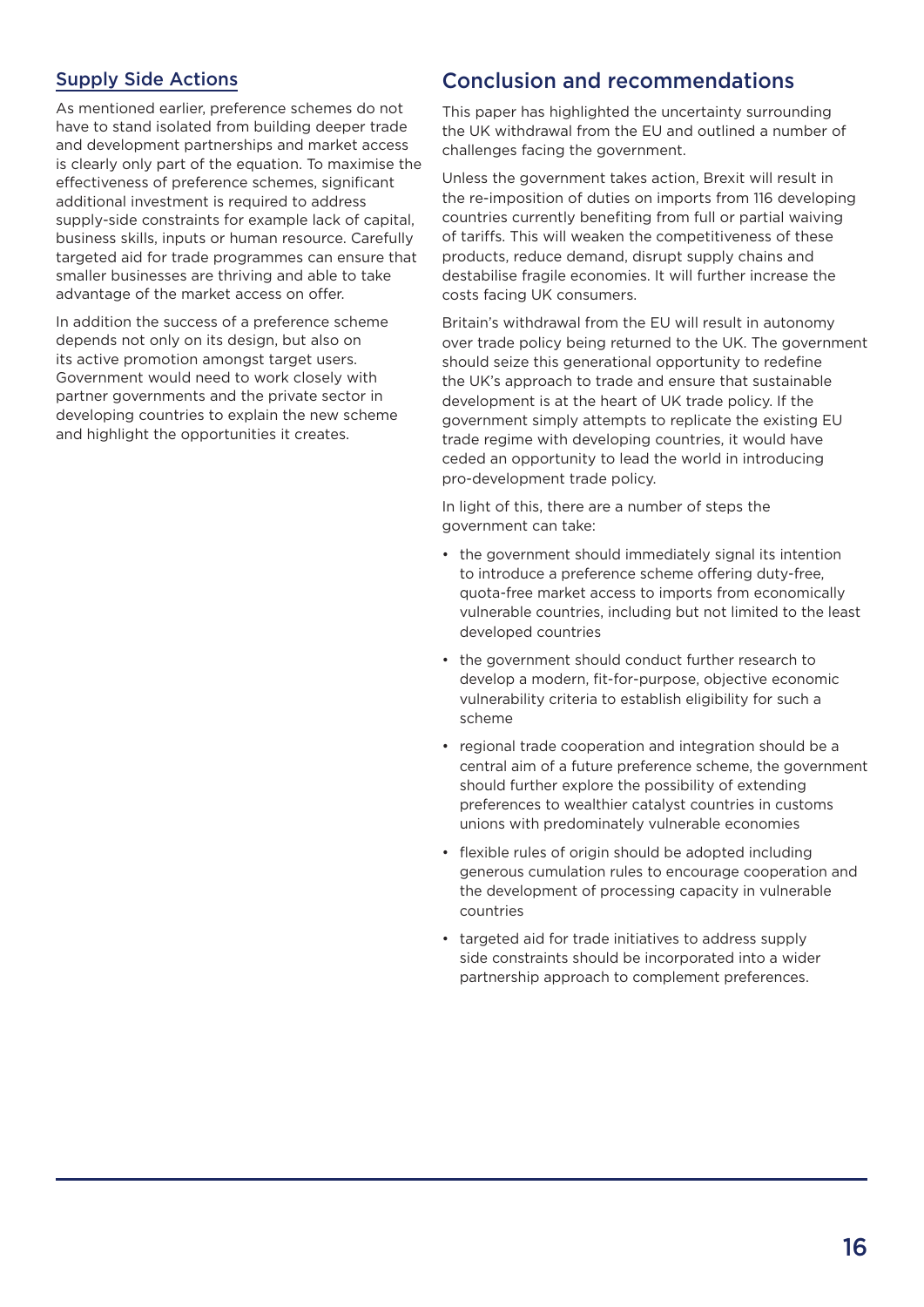### Supply Side Actions

As mentioned earlier, preference schemes do not have to stand isolated from building deeper trade and development partnerships and market access is clearly only part of the equation. To maximise the effectiveness of preference schemes, significant additional investment is required to address supply-side constraints for example lack of capital, business skills, inputs or human resource. Carefully targeted aid for trade programmes can ensure that smaller businesses are thriving and able to take advantage of the market access on offer.

In addition the success of a preference scheme depends not only on its design, but also on its active promotion amongst target users. Government would need to work closely with partner governments and the private sector in developing countries to explain the new scheme and highlight the opportunities it creates.

## Conclusion and recommendations

This paper has highlighted the uncertainty surrounding the UK withdrawal from the EU and outlined a number of challenges facing the government.

Unless the government takes action, Brexit will result in the re-imposition of duties on imports from 116 developing countries currently benefiting from full or partial waiving of tariffs. This will weaken the competitiveness of these products, reduce demand, disrupt supply chains and destabilise fragile economies. It will further increase the costs facing UK consumers.

Britain's withdrawal from the EU will result in autonomy over trade policy being returned to the UK. The government should seize this generational opportunity to redefine the UK's approach to trade and ensure that sustainable development is at the heart of UK trade policy. If the government simply attempts to replicate the existing EU trade regime with developing countries, it would have ceded an opportunity to lead the world in introducing pro-development trade policy.

In light of this, there are a number of steps the government can take:

- the government should immediately signal its intention to introduce a preference scheme offering duty-free, quota-free market access to imports from economically vulnerable countries, including but not limited to the least developed countries
- the government should conduct further research to develop a modern, fit-for-purpose, objective economic vulnerability criteria to establish eligibility for such a scheme
- regional trade cooperation and integration should be a central aim of a future preference scheme, the government should further explore the possibility of extending preferences to wealthier catalyst countries in customs unions with predominately vulnerable economies
- flexible rules of origin should be adopted including generous cumulation rules to encourage cooperation and the development of processing capacity in vulnerable countries
- targeted aid for trade initiatives to address supply side constraints should be incorporated into a wider partnership approach to complement preferences.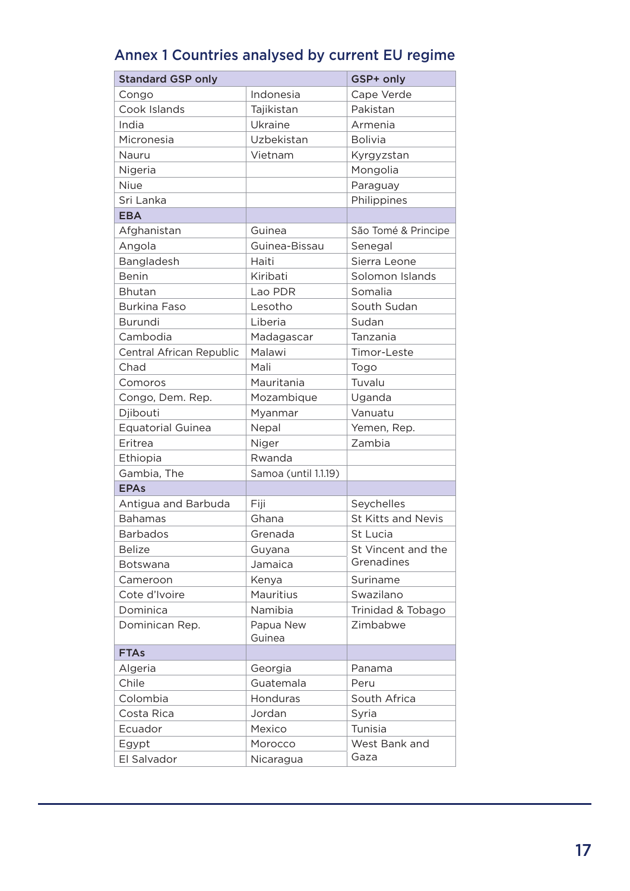## Annex 1 Countries analysed by current EU regime

| **Standard GSP only** | | **GSP+ only** |
|---|---|---|
| Congo | Indonesia | Cape Verde |
| Cook Islands | Tajikistan | Pakistan |
| India | Ukraine | Armenia |
| Micronesia | Uzbekistan | Bolivia |
| Nauru | Vietnam | Kyrgyzstan |
| Nigeria | | Mongolia |
| Niue | | Paraguay |
| Sri Lanka | | Philippines |
| **EBA** | | |
| Afghanistan | Guinea | São Tomé & Principe |
| Angola | Guinea-Bissau | Senegal |
| Bangladesh | Haiti | Sierra Leone |
| Benin | Kiribati | Solomon Islands |
| Bhutan | Lao PDR | Somalia |
| Burkina Faso | Lesotho | South Sudan |
| Burundi | Liberia | Sudan |
| Cambodia | Madagascar | Tanzania |
| Central African Republic | Malawi | Timor-Leste |
| Chad | Mali | Togo |
| Comoros | Mauritania | Tuvalu |
| Congo, Dem. Rep. | Mozambique | Uganda |
| Djibouti | Myanmar | Vanuatu |
| Equatorial Guinea | Nepal | Yemen, Rep. |
| Eritrea | Niger | Zambia |
| Ethiopia | Rwanda | |
| Gambia, The | Samoa (until 1.1.19) | |
| **EPAs** | | |
| Antigua and Barbuda | Fiji | Seychelles |
| Bahamas | Ghana | St Kitts and Nevis |
| Barbados | Grenada | St Lucia |
| Belize | Guyana | St Vincent and the Grenadines |
| Botswana | Jamaica | |
| Cameroon | Kenya | Suriname |
| Cote d'Ivoire | Mauritius | Swazilano |
| Dominica | Namibia | Trinidad & Tobago |
| Dominican Rep. | Papua New Guinea | Zimbabwe |
| **FTAs** | | |
| Algeria | Georgia | Panama |
| Chile | Guatemala | Peru |
| Colombia | Honduras | South Africa |
| Costa Rica | Jordan | Syria |
| Ecuador | Mexico | Tunisia |
| Egypt | Morocco | West Bank and Gaza |
| El Salvador | Nicaragua | |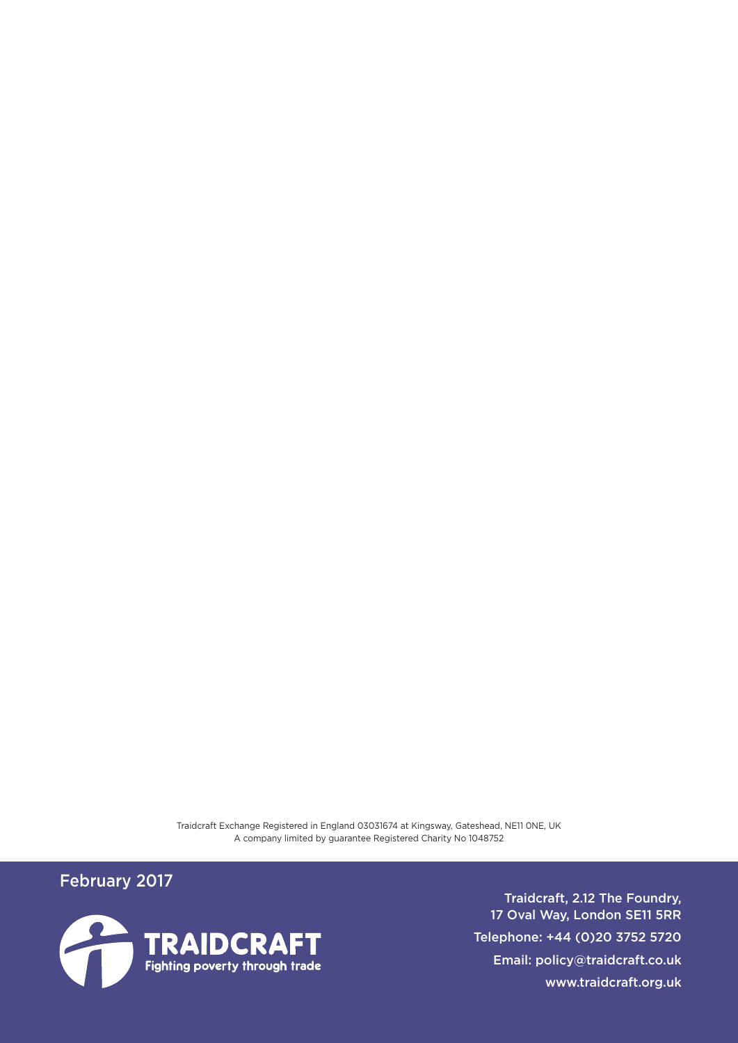Traidcraft Exchange Registered in England 03031674 at Kingsway, Gateshead, NE11 0NE, UK
A company limited by guarantee Registered Charity No 1048752

February 2017

**TRAIDCRAFT**
Fighting poverty through trade

Traidcraft, 2.12 The Foundry,
17 Oval Way, London SE11 5RR

Telephone: +44 (0)20 3752 5720

Email: policy@traidcraft.co.uk

www.traidcraft.org.uk